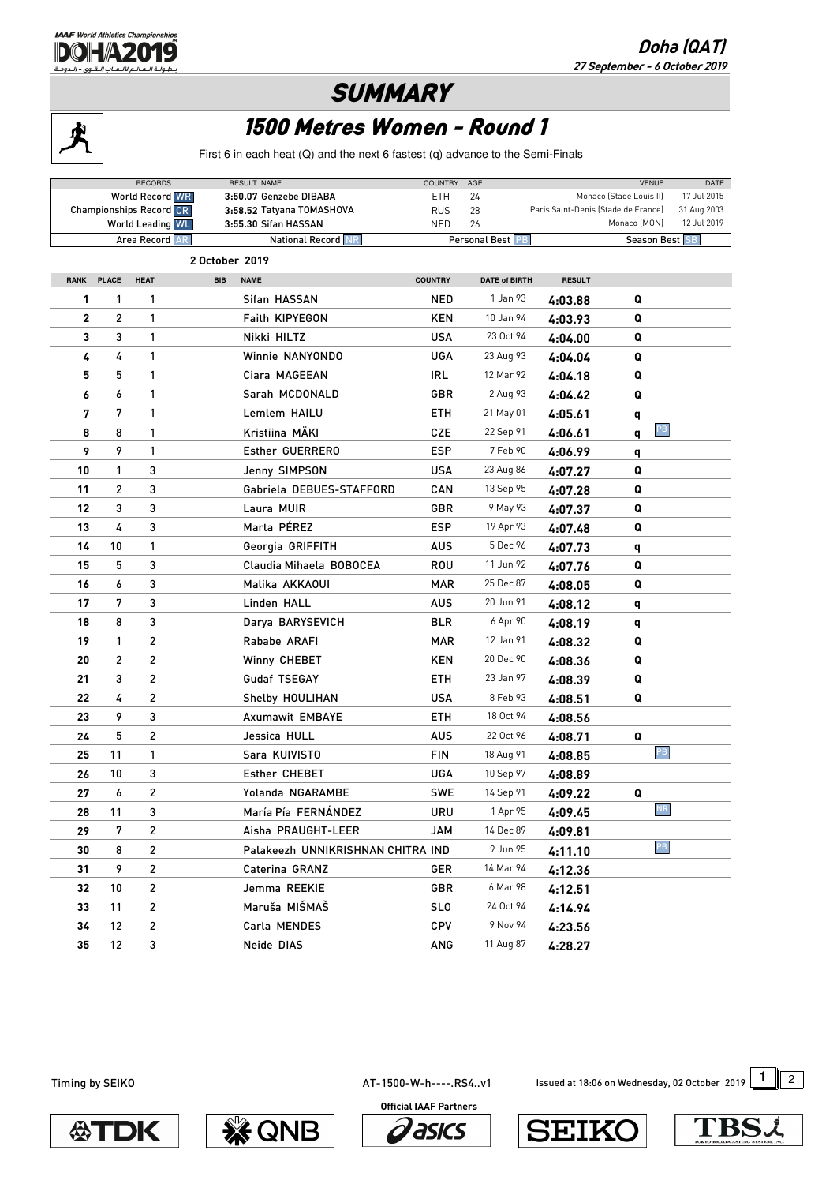Doha (QAT)
27 September - 6 October 2019

# SUMMARY

## 1500 Metres Women - Round 1

First 6 in each heat (Q) and the next 6 fastest (q) advance to the Semi-Finals

| RECORDS | RESULT NAME | COUNTRY | AGE | VENUE | DATE |
|---|---|---|---|---|---|
| World Record WR | 3:50.07 Genzebe DIBABA | ETH | 24 | Monaco (Stade Louis II) | 17 Jul 2015 |
| Championships Record CR | 3:58.52 Tatyana TOMASHOVA | RUS | 28 | Paris Saint-Denis (Stade de France) | 31 Aug 2003 |
| World Leading WL | 3:55.30 Sifan HASSAN | NED | 26 | Monaco (MON) | 12 Jul 2019 |

Area Record AR | National Record NR | Personal Best PB | Season Best SB

2 October 2019

| RANK | PLACE | HEAT | BIB | NAME | COUNTRY | DATE of BIRTH | RESULT | |
|---|---|---|---|---|---|---|---|---|
| 1 | 1 | 1 | | Sifan HASSAN | NED | 1 Jan 93 | 4:03.88 | Q |
| 2 | 2 | 1 | | Faith KIPYEGON | KEN | 10 Jan 94 | 4:03.93 | Q |
| 3 | 3 | 1 | | Nikki HILTZ | USA | 23 Oct 94 | 4:04.00 | Q |
| 4 | 4 | 1 | | Winnie NANYONDO | UGA | 23 Aug 93 | 4:04.04 | Q |
| 5 | 5 | 1 | | Ciara MAGEEAN | IRL | 12 Mar 92 | 4:04.18 | Q |
| 6 | 6 | 1 | | Sarah MCDONALD | GBR | 2 Aug 93 | 4:04.42 | Q |
| 7 | 7 | 1 | | Lemlem HAILU | ETH | 21 May 01 | 4:05.61 | q |
| 8 | 8 | 1 | | Kristiina MÄKI | CZE | 22 Sep 91 | 4:06.61 | q PB |
| 9 | 9 | 1 | | Esther GUERRERO | ESP | 7 Feb 90 | 4:06.99 | q |
| 10 | 1 | 3 | | Jenny SIMPSON | USA | 23 Aug 86 | 4:07.27 | Q |
| 11 | 2 | 3 | | Gabriela DEBUES-STAFFORD | CAN | 13 Sep 95 | 4:07.28 | Q |
| 12 | 3 | 3 | | Laura MUIR | GBR | 9 May 93 | 4:07.37 | Q |
| 13 | 4 | 3 | | Marta PÉREZ | ESP | 19 Apr 93 | 4:07.48 | Q |
| 14 | 10 | 1 | | Georgia GRIFFITH | AUS | 5 Dec 96 | 4:07.73 | q |
| 15 | 5 | 3 | | Claudia Mihaela BOBOCEA | ROU | 11 Jun 92 | 4:07.76 | Q |
| 16 | 6 | 3 | | Malika AKKAOUI | MAR | 25 Dec 87 | 4:08.05 | Q |
| 17 | 7 | 3 | | Linden HALL | AUS | 20 Jun 91 | 4:08.12 | q |
| 18 | 8 | 3 | | Darya BARYSEVICH | BLR | 6 Apr 90 | 4:08.19 | q |
| 19 | 1 | 2 | | Rababe ARAFI | MAR | 12 Jan 91 | 4:08.32 | Q |
| 20 | 2 | 2 | | Winny CHEBET | KEN | 20 Dec 90 | 4:08.36 | Q |
| 21 | 3 | 2 | | Gudaf TSEGAY | ETH | 23 Jan 97 | 4:08.39 | Q |
| 22 | 4 | 2 | | Shelby HOULIHAN | USA | 8 Feb 93 | 4:08.51 | Q |
| 23 | 9 | 3 | | Axumawit EMBAYE | ETH | 18 Oct 94 | 4:08.56 | |
| 24 | 5 | 2 | | Jessica HULL | AUS | 22 Oct 96 | 4:08.71 | Q |
| 25 | 11 | 1 | | Sara KUIVISTO | FIN | 18 Aug 91 | 4:08.85 | PB |
| 26 | 10 | 3 | | Esther CHEBET | UGA | 10 Sep 97 | 4:08.89 | |
| 27 | 6 | 2 | | Yolanda NGARAMBE | SWE | 14 Sep 91 | 4:09.22 | Q |
| 28 | 11 | 3 | | María Pía FERNÁNDEZ | URU | 1 Apr 95 | 4:09.45 | NR |
| 29 | 7 | 2 | | Aisha PRAUGHT-LEER | JAM | 14 Dec 89 | 4:09.81 | |
| 30 | 8 | 2 | | Palakeezh UNNIKRISHNAN CHITRA | IND | 9 Jun 95 | 4:11.10 | PB |
| 31 | 9 | 2 | | Caterina GRANZ | GER | 14 Mar 94 | 4:12.36 | |
| 32 | 10 | 2 | | Jemma REEKIE | GBR | 6 Mar 98 | 4:12.51 | |
| 33 | 11 | 2 | | Maruša MIŠMAŠ | SLO | 24 Oct 94 | 4:14.94 | |
| 34 | 12 | 2 | | Carla MENDES | CPV | 9 Nov 94 | 4:23.56 | |
| 35 | 12 | 3 | | Neide DIAS | ANG | 11 Aug 87 | 4:28.27 | |

Timing by SEIKO

AT-1500-W-h----.RS4..v1

Issued at 18:06 on Wednesday, 02 October 2019

Official IAAF Partners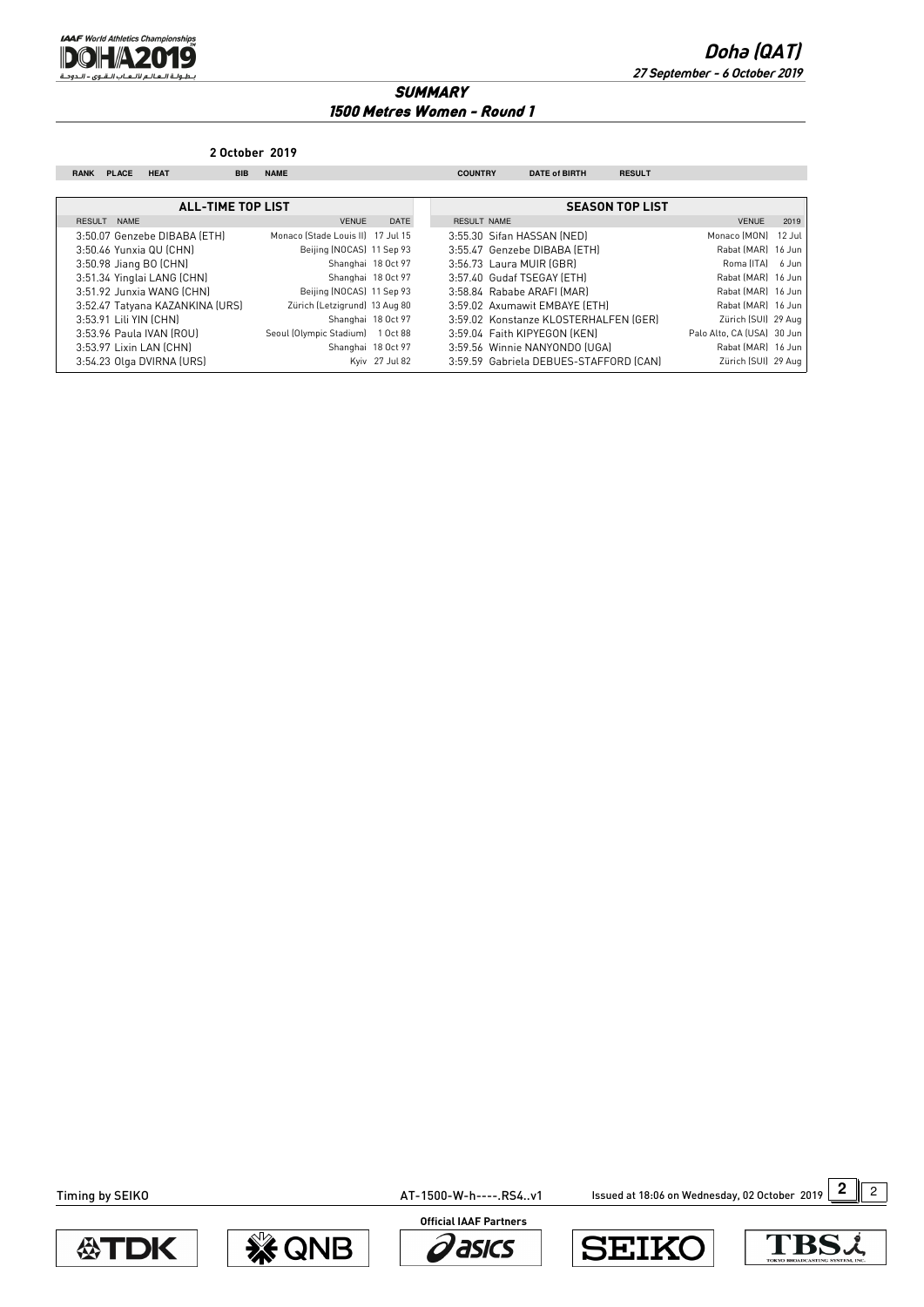## SUMMARY

### 1500 Metres Women - Round 1

**2 October 2019**

| RANK | PLACE | HEAT | BIB | NAME | COUNTRY | DATE of BIRTH | RESULT |
|---|---|---|---|---|---|---|---|

**ALL-TIME TOP LIST**

| RESULT | NAME | VENUE | DATE |
|---|---|---|---|
| 3:50.07 | Genzebe DIBABA (ETH) | Monaco (Stade Louis II) | 17 Jul 15 |
| 3:50.46 | Yunxia QU (CHN) | Beijing (NOCAS) | 11 Sep 93 |
| 3:50.98 | Jiang BO (CHN) | Shanghai | 18 Oct 97 |
| 3:51.34 | Yinglai LANG (CHN) | Shanghai | 18 Oct 97 |
| 3:51.92 | Junxia WANG (CHN) | Beijing (NOCAS) | 11 Sep 93 |
| 3:52.47 | Tatyana KAZANKINA (URS) | Zürich (Letzigrund) | 13 Aug 80 |
| 3:53.91 | Lili YIN (CHN) | Shanghai | 18 Oct 97 |
| 3:53.96 | Paula IVAN (ROU) | Seoul (Olympic Stadium) | 1 Oct 88 |
| 3:53.97 | Lixin LAN (CHN) | Shanghai | 18 Oct 97 |
| 3:54.23 | Olga DVIRNA (URS) | Kyiv | 27 Jul 82 |

**SEASON TOP LIST**

| RESULT | NAME | VENUE | 2019 |
|---|---|---|---|
| 3:55.30 | Sifan HASSAN (NED) | Monaco (MON) | 12 Jul |
| 3:55.47 | Genzebe DIBABA (ETH) | Rabat (MAR) | 16 Jun |
| 3:56.73 | Laura MUIR (GBR) | Roma (ITA) | 6 Jun |
| 3:57.40 | Gudaf TSEGAY (ETH) | Rabat (MAR) | 16 Jun |
| 3:58.84 | Rababe ARAFI (MAR) | Rabat (MAR) | 16 Jun |
| 3:59.02 | Axumawit EMBAYE (ETH) | Rabat (MAR) | 16 Jun |
| 3:59.02 | Konstanze KLOSTERHALFEN (GER) | Zürich (SUI) | 29 Aug |
| 3:59.04 | Faith KIPYEGON (KEN) | Palo Alto, CA (USA) | 30 Jun |
| 3:59.56 | Winnie NANYONDO (UGA) | Rabat (MAR) | 16 Jun |
| 3:59.59 | Gabriela DEBUES-STAFFORD (CAN) | Zürich (SUI) | 29 Aug |

Timing by SEIKO    AT-1500-W-h----.RS4..v1    Issued at 18:06 on Wednesday, 02 October 2019

Official IAAF Partners